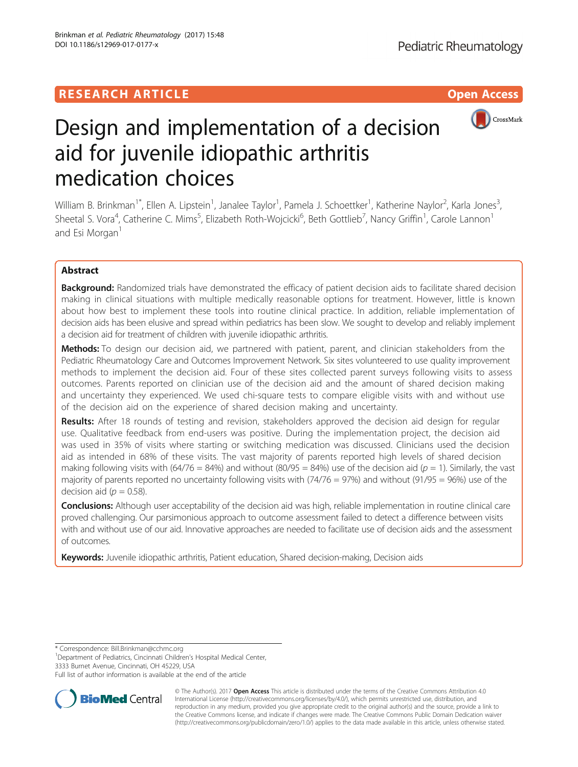RESEARCH ARTICLE

Open Access

# Design and implementation of a decision aid for juvenile idiopathic arthritis medication choices

William B. Brinkman[1*], Ellen A. Lipstein[1], Janalee Taylor[1], Pamela J. Schoettker[1], Katherine Naylor[2], Karla Jones[3], Sheetal S. Vora[4], Catherine C. Mims[5], Elizabeth Roth-Wojcicki[6], Beth Gottlieb[7], Nancy Griffin[1], Carole Lannon[1] and Esi Morgan[1]

## Abstract

**Background:** Randomized trials have demonstrated the efficacy of patient decision aids to facilitate shared decision making in clinical situations with multiple medically reasonable options for treatment. However, little is known about how best to implement these tools into routine clinical practice. In addition, reliable implementation of decision aids has been elusive and spread within pediatrics has been slow. We sought to develop and reliably implement a decision aid for treatment of children with juvenile idiopathic arthritis.

**Methods:** To design our decision aid, we partnered with patient, parent, and clinician stakeholders from the Pediatric Rheumatology Care and Outcomes Improvement Network. Six sites volunteered to use quality improvement methods to implement the decision aid. Four of these sites collected parent surveys following visits to assess outcomes. Parents reported on clinician use of the decision aid and the amount of shared decision making and uncertainty they experienced. We used chi-square tests to compare eligible visits with and without use of the decision aid on the experience of shared decision making and uncertainty.

**Results:** After 18 rounds of testing and revision, stakeholders approved the decision aid design for regular use. Qualitative feedback from end-users was positive. During the implementation project, the decision aid was used in 35% of visits where starting or switching medication was discussed. Clinicians used the decision aid as intended in 68% of these visits. The vast majority of parents reported high levels of shared decision making following visits with (64/76 = 84%) and without (80/95 = 84%) use of the decision aid ($p = 1$). Similarly, the vast majority of parents reported no uncertainty following visits with (74/76 = 97%) and without (91/95 = 96%) use of the decision aid ($p = 0.58$).

**Conclusions:** Although user acceptability of the decision aid was high, reliable implementation in routine clinical care proved challenging. Our parsimonious approach to outcome assessment failed to detect a difference between visits with and without use of our aid. Innovative approaches are needed to facilitate use of decision aids and the assessment of outcomes.

**Keywords:** Juvenile idiopathic arthritis, Patient education, Shared decision-making, Decision aids

---

* Correspondence: Bill.Brinkman@cchmc.org
[1]Department of Pediatrics, Cincinnati Children's Hospital Medical Center, 3333 Burnet Avenue, Cincinnati, OH 45229, USA
Full list of author information is available at the end of the article

© The Author(s). 2017 **Open Access** This article is distributed under the terms of the Creative Commons Attribution 4.0 International License (http://creativecommons.org/licenses/by/4.0/), which permits unrestricted use, distribution, and reproduction in any medium, provided you give appropriate credit to the original author(s) and the source, provide a link to the Creative Commons license, and indicate if changes were made. The Creative Commons Public Domain Dedication waiver (http://creativecommons.org/publicdomain/zero/1.0/) applies to the data made available in this article, unless otherwise stated.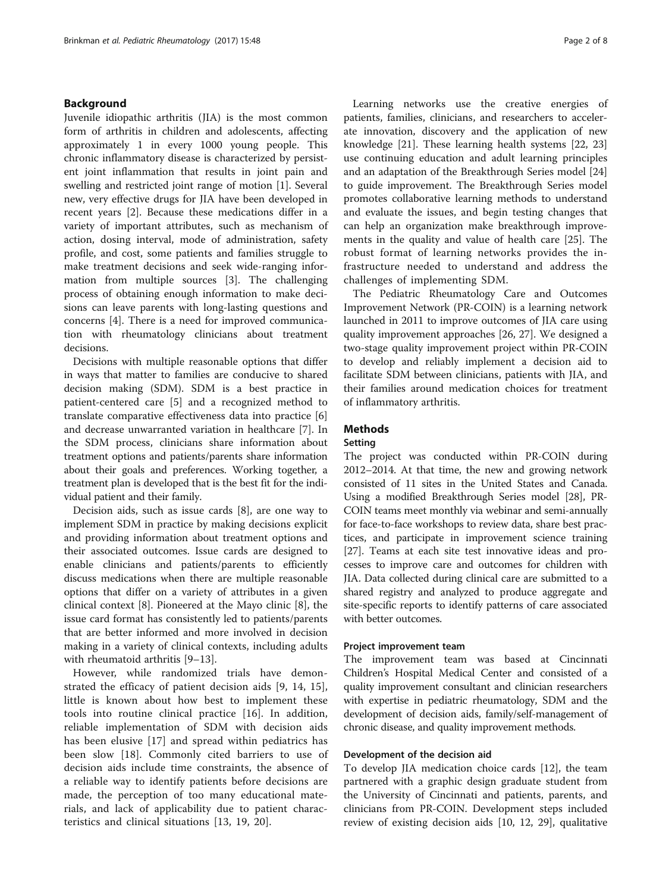## Background

Juvenile idiopathic arthritis (JIA) is the most common form of arthritis in children and adolescents, affecting approximately 1 in every 1000 young people. This chronic inflammatory disease is characterized by persistent joint inflammation that results in joint pain and swelling and restricted joint range of motion [1]. Several new, very effective drugs for JIA have been developed in recent years [2]. Because these medications differ in a variety of important attributes, such as mechanism of action, dosing interval, mode of administration, safety profile, and cost, some patients and families struggle to make treatment decisions and seek wide-ranging information from multiple sources [3]. The challenging process of obtaining enough information to make decisions can leave parents with long-lasting questions and concerns [4]. There is a need for improved communication with rheumatology clinicians about treatment decisions.

Decisions with multiple reasonable options that differ in ways that matter to families are conducive to shared decision making (SDM). SDM is a best practice in patient-centered care [5] and a recognized method to translate comparative effectiveness data into practice [6] and decrease unwarranted variation in healthcare [7]. In the SDM process, clinicians share information about treatment options and patients/parents share information about their goals and preferences. Working together, a treatment plan is developed that is the best fit for the individual patient and their family.

Decision aids, such as issue cards [8], are one way to implement SDM in practice by making decisions explicit and providing information about treatment options and their associated outcomes. Issue cards are designed to enable clinicians and patients/parents to efficiently discuss medications when there are multiple reasonable options that differ on a variety of attributes in a given clinical context [8]. Pioneered at the Mayo clinic [8], the issue card format has consistently led to patients/parents that are better informed and more involved in decision making in a variety of clinical contexts, including adults with rheumatoid arthritis [9–13].

However, while randomized trials have demonstrated the efficacy of patient decision aids [9, 14, 15], little is known about how best to implement these tools into routine clinical practice [16]. In addition, reliable implementation of SDM with decision aids has been elusive [17] and spread within pediatrics has been slow [18]. Commonly cited barriers to use of decision aids include time constraints, the absence of a reliable way to identify patients before decisions are made, the perception of too many educational materials, and lack of applicability due to patient characteristics and clinical situations [13, 19, 20].

Learning networks use the creative energies of patients, families, clinicians, and researchers to accelerate innovation, discovery and the application of new knowledge [21]. These learning health systems [22, 23] use continuing education and adult learning principles and an adaptation of the Breakthrough Series model [24] to guide improvement. The Breakthrough Series model promotes collaborative learning methods to understand and evaluate the issues, and begin testing changes that can help an organization make breakthrough improvements in the quality and value of health care [25]. The robust format of learning networks provides the infrastructure needed to understand and address the challenges of implementing SDM.

The Pediatric Rheumatology Care and Outcomes Improvement Network (PR-COIN) is a learning network launched in 2011 to improve outcomes of JIA care using quality improvement approaches [26, 27]. We designed a two-stage quality improvement project within PR-COIN to develop and reliably implement a decision aid to facilitate SDM between clinicians, patients with JIA, and their families around medication choices for treatment of inflammatory arthritis.

## Methods

### Setting

The project was conducted within PR-COIN during 2012–2014. At that time, the new and growing network consisted of 11 sites in the United States and Canada. Using a modified Breakthrough Series model [28], PR-COIN teams meet monthly via webinar and semi-annually for face-to-face workshops to review data, share best practices, and participate in improvement science training [27]. Teams at each site test innovative ideas and processes to improve care and outcomes for children with JIA. Data collected during clinical care are submitted to a shared registry and analyzed to produce aggregate and site-specific reports to identify patterns of care associated with better outcomes.

#### Project improvement team

The improvement team was based at Cincinnati Children's Hospital Medical Center and consisted of a quality improvement consultant and clinician researchers with expertise in pediatric rheumatology, SDM and the development of decision aids, family/self-management of chronic disease, and quality improvement methods.

#### Development of the decision aid

To develop JIA medication choice cards [12], the team partnered with a graphic design graduate student from the University of Cincinnati and patients, parents, and clinicians from PR-COIN. Development steps included review of existing decision aids [10, 12, 29], qualitative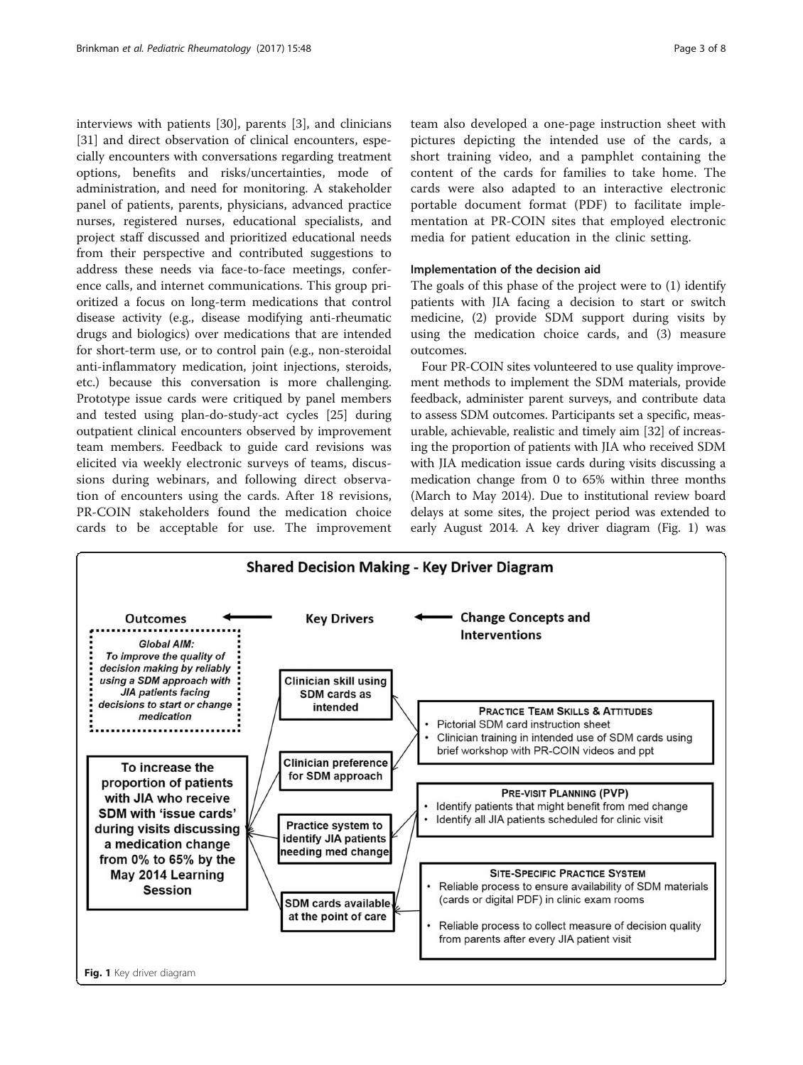interviews with patients [30], parents [3], and clinicians [31] and direct observation of clinical encounters, especially encounters with conversations regarding treatment options, benefits and risks/uncertainties, mode of administration, and need for monitoring. A stakeholder panel of patients, parents, physicians, advanced practice nurses, registered nurses, educational specialists, and project staff discussed and prioritized educational needs from their perspective and contributed suggestions to address these needs via face-to-face meetings, conference calls, and internet communications. This group prioritized a focus on long-term medications that control disease activity (e.g., disease modifying anti-rheumatic drugs and biologics) over medications that are intended for short-term use, or to control pain (e.g., non-steroidal anti-inflammatory medication, joint injections, steroids, etc.) because this conversation is more challenging. Prototype issue cards were critiqued by panel members and tested using plan-do-study-act cycles [25] during outpatient clinical encounters observed by improvement team members. Feedback to guide card revisions was elicited via weekly electronic surveys of teams, discussions during webinars, and following direct observation of encounters using the cards. After 18 revisions, PR-COIN stakeholders found the medication choice cards to be acceptable for use. The improvement team also developed a one-page instruction sheet with pictures depicting the intended use of the cards, a short training video, and a pamphlet containing the content of the cards for families to take home. The cards were also adapted to an interactive electronic portable document format (PDF) to facilitate implementation at PR-COIN sites that employed electronic media for patient education in the clinic setting.

### Implementation of the decision aid

The goals of this phase of the project were to (1) identify patients with JIA facing a decision to start or switch medicine, (2) provide SDM support during visits by using the medication choice cards, and (3) measure outcomes.

Four PR-COIN sites volunteered to use quality improvement methods to implement the SDM materials, provide feedback, administer parent surveys, and contribute data to assess SDM outcomes. Participants set a specific, measurable, achievable, realistic and timely aim [32] of increasing the proportion of patients with JIA who received SDM with JIA medication issue cards during visits discussing a medication change from 0 to 65% within three months (March to May 2014). Due to institutional review board delays at some sites, the project period was extended to early August 2014. A key driver diagram (Fig. 1) was

**Shared Decision Making - Key Driver Diagram**

**Outcomes** ← **Key Drivers** ← **Change Concepts and Interventions**

*Global AIM: To improve the quality of decision making by reliably using a SDM approach with JIA patients facing decisions to start or change medication*

**To increase the proportion of patients with JIA who receive SDM with 'issue cards' during visits discussing a medication change from 0% to 65% by the May 2014 Learning Session**

Key Drivers:
- Clinician skill using SDM cards as intended
- Clinician preference for SDM approach
- Practice system to identify JIA patients needing med change
- SDM cards available at the point of care

PRACTICE TEAM SKILLS & ATTITUDES
- Pictorial SDM card instruction sheet
- Clinician training in intended use of SDM cards using brief workshop with PR-COIN videos and ppt

PRE-VISIT PLANNING (PVP)
- Identify patients that might benefit from med change
- Identify all JIA patients scheduled for clinic visit

SITE-SPECIFIC PRACTICE SYSTEM
- Reliable process to ensure availability of SDM materials (cards or digital PDF) in clinic exam rooms
- Reliable process to collect measure of decision quality from parents after every JIA patient visit

**Fig. 1** Key driver diagram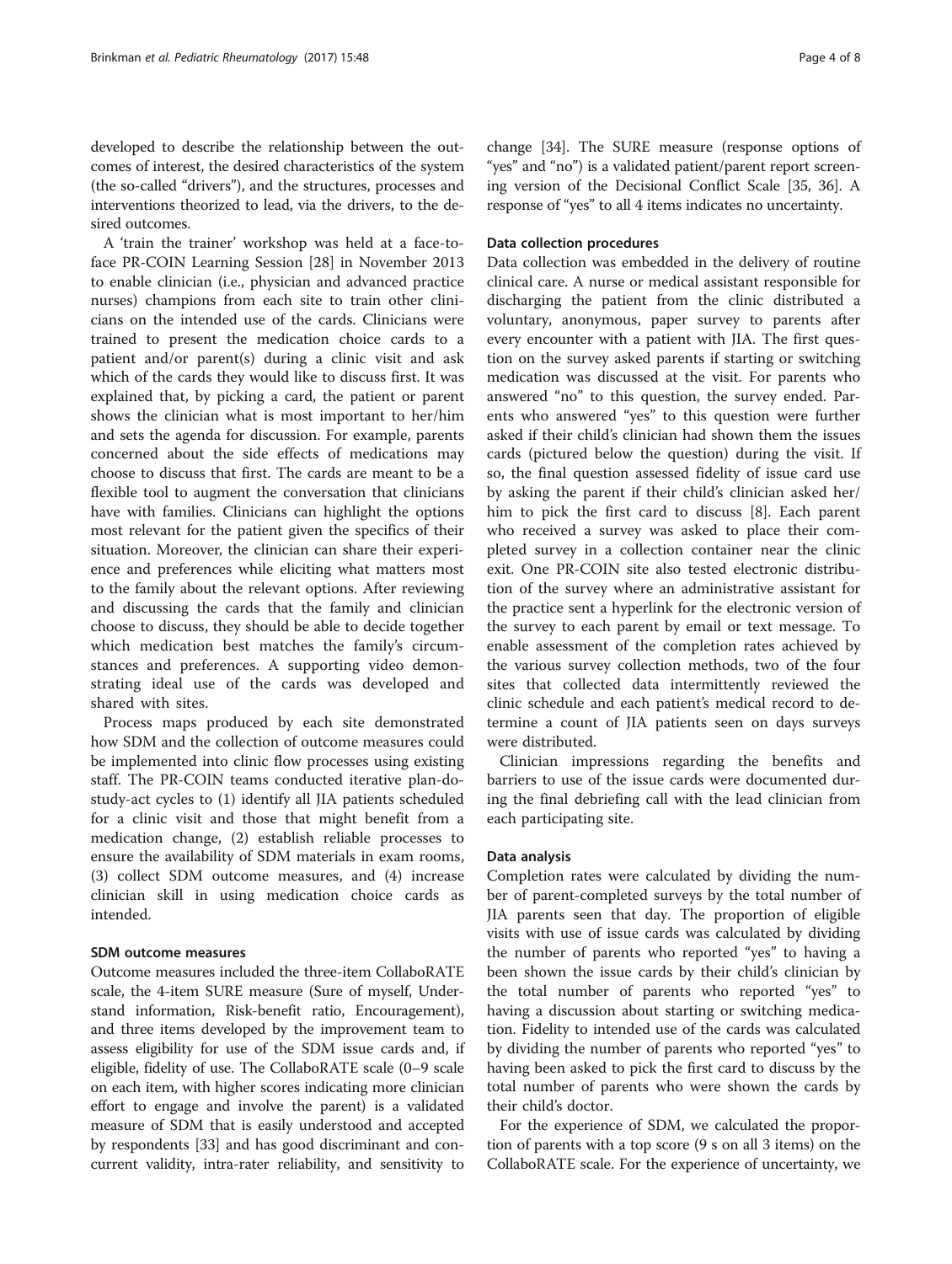developed to describe the relationship between the outcomes of interest, the desired characteristics of the system (the so-called "drivers"), and the structures, processes and interventions theorized to lead, via the drivers, to the desired outcomes.

A 'train the trainer' workshop was held at a face-to-face PR-COIN Learning Session [28] in November 2013 to enable clinician (i.e., physician and advanced practice nurses) champions from each site to train other clinicians on the intended use of the cards. Clinicians were trained to present the medication choice cards to a patient and/or parent(s) during a clinic visit and ask which of the cards they would like to discuss first. It was explained that, by picking a card, the patient or parent shows the clinician what is most important to her/him and sets the agenda for discussion. For example, parents concerned about the side effects of medications may choose to discuss that first. The cards are meant to be a flexible tool to augment the conversation that clinicians have with families. Clinicians can highlight the options most relevant for the patient given the specifics of their situation. Moreover, the clinician can share their experience and preferences while eliciting what matters most to the family about the relevant options. After reviewing and discussing the cards that the family and clinician choose to discuss, they should be able to decide together which medication best matches the family's circumstances and preferences. A supporting video demonstrating ideal use of the cards was developed and shared with sites.

Process maps produced by each site demonstrated how SDM and the collection of outcome measures could be implemented into clinic flow processes using existing staff. The PR-COIN teams conducted iterative plan-do-study-act cycles to (1) identify all JIA patients scheduled for a clinic visit and those that might benefit from a medication change, (2) establish reliable processes to ensure the availability of SDM materials in exam rooms, (3) collect SDM outcome measures, and (4) increase clinician skill in using medication choice cards as intended.

### SDM outcome measures

Outcome measures included the three-item CollaboRATE scale, the 4-item SURE measure (Sure of myself, Understand information, Risk-benefit ratio, Encouragement), and three items developed by the improvement team to assess eligibility for use of the SDM issue cards and, if eligible, fidelity of use. The CollaboRATE scale (0–9 scale on each item, with higher scores indicating more clinician effort to engage and involve the parent) is a validated measure of SDM that is easily understood and accepted by respondents [33] and has good discriminant and concurrent validity, intra-rater reliability, and sensitivity to change [34]. The SURE measure (response options of "yes" and "no") is a validated patient/parent report screening version of the Decisional Conflict Scale [35, 36]. A response of "yes" to all 4 items indicates no uncertainty.

### Data collection procedures

Data collection was embedded in the delivery of routine clinical care. A nurse or medical assistant responsible for discharging the patient from the clinic distributed a voluntary, anonymous, paper survey to parents after every encounter with a patient with JIA. The first question on the survey asked parents if starting or switching medication was discussed at the visit. For parents who answered "no" to this question, the survey ended. Parents who answered "yes" to this question were further asked if their child's clinician had shown them the issues cards (pictured below the question) during the visit. If so, the final question assessed fidelity of issue card use by asking the parent if their child's clinician asked her/him to pick the first card to discuss [8]. Each parent who received a survey was asked to place their completed survey in a collection container near the clinic exit. One PR-COIN site also tested electronic distribution of the survey where an administrative assistant for the practice sent a hyperlink for the electronic version of the survey to each parent by email or text message. To enable assessment of the completion rates achieved by the various survey collection methods, two of the four sites that collected data intermittently reviewed the clinic schedule and each patient's medical record to determine a count of JIA patients seen on days surveys were distributed.

Clinician impressions regarding the benefits and barriers to use of the issue cards were documented during the final debriefing call with the lead clinician from each participating site.

### Data analysis

Completion rates were calculated by dividing the number of parent-completed surveys by the total number of JIA parents seen that day. The proportion of eligible visits with use of issue cards was calculated by dividing the number of parents who reported "yes" to having a been shown the issue cards by their child's clinician by the total number of parents who reported "yes" to having a discussion about starting or switching medication. Fidelity to intended use of the cards was calculated by dividing the number of parents who reported "yes" to having been asked to pick the first card to discuss by the total number of parents who were shown the cards by their child's doctor.

For the experience of SDM, we calculated the proportion of parents with a top score (9 s on all 3 items) on the CollaboRATE scale. For the experience of uncertainty, we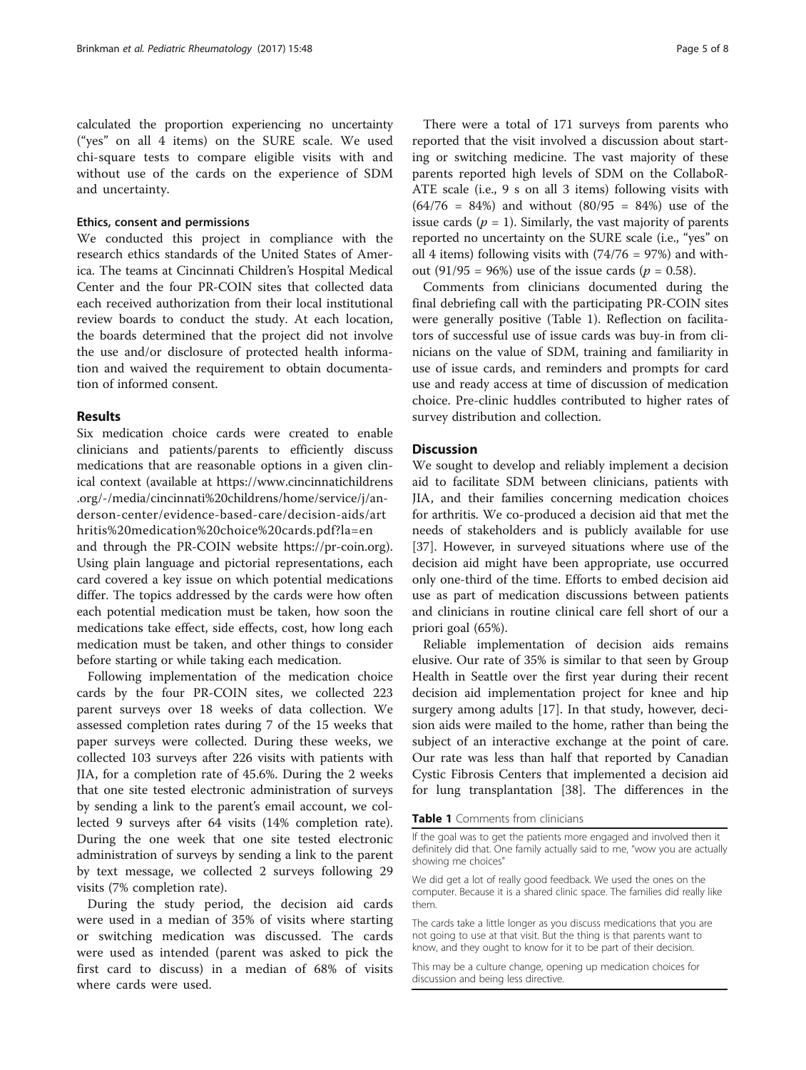calculated the proportion experiencing no uncertainty ("yes" on all 4 items) on the SURE scale. We used chi-square tests to compare eligible visits with and without use of the cards on the experience of SDM and uncertainty.

#### Ethics, consent and permissions

We conducted this project in compliance with the research ethics standards of the United States of America. The teams at Cincinnati Children's Hospital Medical Center and the four PR-COIN sites that collected data each received authorization from their local institutional review boards to conduct the study. At each location, the boards determined that the project did not involve the use and/or disclosure of protected health information and waived the requirement to obtain documentation of informed consent.

## Results

Six medication choice cards were created to enable clinicians and patients/parents to efficiently discuss medications that are reasonable options in a given clinical context (available at https://www.cincinnatichildrens.org/-/media/cincinnati%20childrens/home/service/j/anderson-center/evidence-based-care/decision-aids/arthritis%20medication%20choice%20cards.pdf?la=en and through the PR-COIN website https://pr-coin.org). Using plain language and pictorial representations, each card covered a key issue on which potential medications differ. The topics addressed by the cards were how often each potential medication must be taken, how soon the medications take effect, side effects, cost, how long each medication must be taken, and other things to consider before starting or while taking each medication.

Following implementation of the medication choice cards by the four PR-COIN sites, we collected 223 parent surveys over 18 weeks of data collection. We assessed completion rates during 7 of the 15 weeks that paper surveys were collected. During these weeks, we collected 103 surveys after 226 visits with patients with JIA, for a completion rate of 45.6%. During the 2 weeks that one site tested electronic administration of surveys by sending a link to the parent's email account, we collected 9 surveys after 64 visits (14% completion rate). During the one week that one site tested electronic administration of surveys by sending a link to the parent by text message, we collected 2 surveys following 29 visits (7% completion rate).

During the study period, the decision aid cards were used in a median of 35% of visits where starting or switching medication was discussed. The cards were used as intended (parent was asked to pick the first card to discuss) in a median of 68% of visits where cards were used.

There were a total of 171 surveys from parents who reported that the visit involved a discussion about starting or switching medicine. The vast majority of these parents reported high levels of SDM on the CollaboRATE scale (i.e., 9 s on all 3 items) following visits with (64/76 = 84%) and without (80/95 = 84%) use of the issue cards ($p = 1$). Similarly, the vast majority of parents reported no uncertainty on the SURE scale (i.e., "yes" on all 4 items) following visits with (74/76 = 97%) and without (91/95 = 96%) use of the issue cards ($p = 0.58$).

Comments from clinicians documented during the final debriefing call with the participating PR-COIN sites were generally positive (Table 1). Reflection on facilitators of successful use of issue cards was buy-in from clinicians on the value of SDM, training and familiarity in use of issue cards, and reminders and prompts for card use and ready access at time of discussion of medication choice. Pre-clinic huddles contributed to higher rates of survey distribution and collection.

## Discussion

We sought to develop and reliably implement a decision aid to facilitate SDM between clinicians, patients with JIA, and their families concerning medication choices for arthritis. We co-produced a decision aid that met the needs of stakeholders and is publicly available for use [37]. However, in surveyed situations where use of the decision aid might have been appropriate, use occurred only one-third of the time. Efforts to embed decision aid use as part of medication discussions between patients and clinicians in routine clinical care fell short of our a priori goal (65%).

Reliable implementation of decision aids remains elusive. Our rate of 35% is similar to that seen by Group Health in Seattle over the first year during their recent decision aid implementation project for knee and hip surgery among adults [17]. In that study, however, decision aids were mailed to the home, rather than being the subject of an interactive exchange at the point of care. Our rate was less than half that reported by Canadian Cystic Fibrosis Centers that implemented a decision aid for lung transplantation [38]. The differences in the

**Table 1** Comments from clinicians

| |
|---|
| If the goal was to get the patients more engaged and involved then it definitely did that. One family actually said to me, "wow you are actually showing me choices" |
| We did get a lot of really good feedback. We used the ones on the computer. Because it is a shared clinic space. The families did really like them. |
| The cards take a little longer as you discuss medications that you are not going to use at that visit. But the thing is that parents want to know, and they ought to know for it to be part of their decision. |
| This may be a culture change, opening up medication choices for discussion and being less directive. |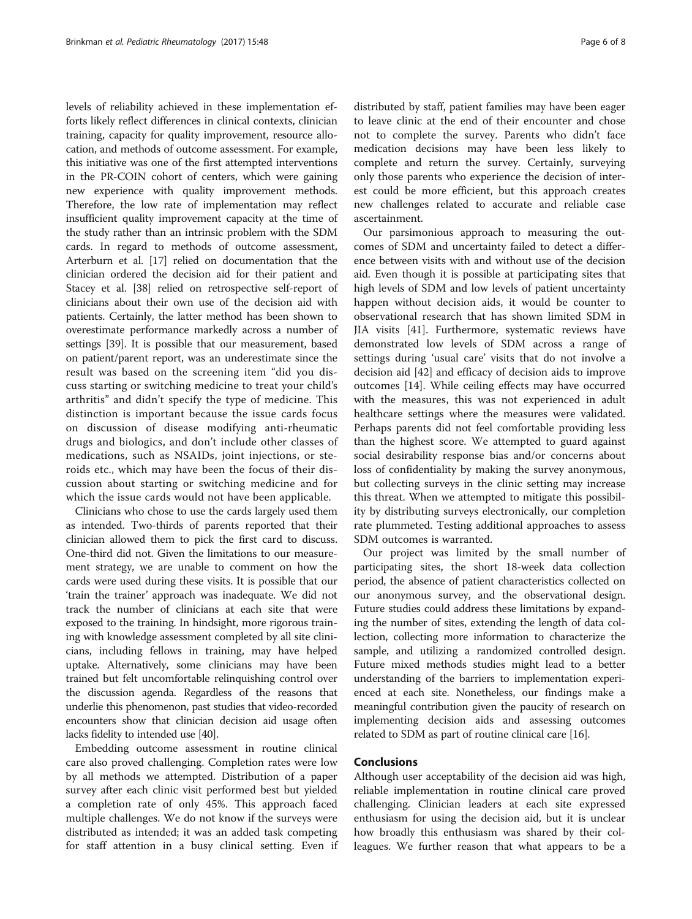levels of reliability achieved in these implementation efforts likely reflect differences in clinical contexts, clinician training, capacity for quality improvement, resource allocation, and methods of outcome assessment. For example, this initiative was one of the first attempted interventions in the PR-COIN cohort of centers, which were gaining new experience with quality improvement methods. Therefore, the low rate of implementation may reflect insufficient quality improvement capacity at the time of the study rather than an intrinsic problem with the SDM cards. In regard to methods of outcome assessment, Arterburn et al. [17] relied on documentation that the clinician ordered the decision aid for their patient and Stacey et al. [38] relied on retrospective self-report of clinicians about their own use of the decision aid with patients. Certainly, the latter method has been shown to overestimate performance markedly across a number of settings [39]. It is possible that our measurement, based on patient/parent report, was an underestimate since the result was based on the screening item "did you discuss starting or switching medicine to treat your child's arthritis" and didn't specify the type of medicine. This distinction is important because the issue cards focus on discussion of disease modifying anti-rheumatic drugs and biologics, and don't include other classes of medications, such as NSAIDs, joint injections, or steroids etc., which may have been the focus of their discussion about starting or switching medicine and for which the issue cards would not have been applicable.

Clinicians who chose to use the cards largely used them as intended. Two-thirds of parents reported that their clinician allowed them to pick the first card to discuss. One-third did not. Given the limitations to our measurement strategy, we are unable to comment on how the cards were used during these visits. It is possible that our 'train the trainer' approach was inadequate. We did not track the number of clinicians at each site that were exposed to the training. In hindsight, more rigorous training with knowledge assessment completed by all site clinicians, including fellows in training, may have helped uptake. Alternatively, some clinicians may have been trained but felt uncomfortable relinquishing control over the discussion agenda. Regardless of the reasons that underlie this phenomenon, past studies that video-recorded encounters show that clinician decision aid usage often lacks fidelity to intended use [40].

Embedding outcome assessment in routine clinical care also proved challenging. Completion rates were low by all methods we attempted. Distribution of a paper survey after each clinic visit performed best but yielded a completion rate of only 45%. This approach faced multiple challenges. We do not know if the surveys were distributed as intended; it was an added task competing for staff attention in a busy clinical setting. Even if distributed by staff, patient families may have been eager to leave clinic at the end of their encounter and chose not to complete the survey. Parents who didn't face medication decisions may have been less likely to complete and return the survey. Certainly, surveying only those parents who experience the decision of interest could be more efficient, but this approach creates new challenges related to accurate and reliable case ascertainment.

Our parsimonious approach to measuring the outcomes of SDM and uncertainty failed to detect a difference between visits with and without use of the decision aid. Even though it is possible at participating sites that high levels of SDM and low levels of patient uncertainty happen without decision aids, it would be counter to observational research that has shown limited SDM in JIA visits [41]. Furthermore, systematic reviews have demonstrated low levels of SDM across a range of settings during 'usual care' visits that do not involve a decision aid [42] and efficacy of decision aids to improve outcomes [14]. While ceiling effects may have occurred with the measures, this was not experienced in adult healthcare settings where the measures were validated. Perhaps parents did not feel comfortable providing less than the highest score. We attempted to guard against social desirability response bias and/or concerns about loss of confidentiality by making the survey anonymous, but collecting surveys in the clinic setting may increase this threat. When we attempted to mitigate this possibility by distributing surveys electronically, our completion rate plummeted. Testing additional approaches to assess SDM outcomes is warranted.

Our project was limited by the small number of participating sites, the short 18-week data collection period, the absence of patient characteristics collected on our anonymous survey, and the observational design. Future studies could address these limitations by expanding the number of sites, extending the length of data collection, collecting more information to characterize the sample, and utilizing a randomized controlled design. Future mixed methods studies might lead to a better understanding of the barriers to implementation experienced at each site. Nonetheless, our findings make a meaningful contribution given the paucity of research on implementing decision aids and assessing outcomes related to SDM as part of routine clinical care [16].

## Conclusions

Although user acceptability of the decision aid was high, reliable implementation in routine clinical care proved challenging. Clinician leaders at each site expressed enthusiasm for using the decision aid, but it is unclear how broadly this enthusiasm was shared by their colleagues. We further reason that what appears to be a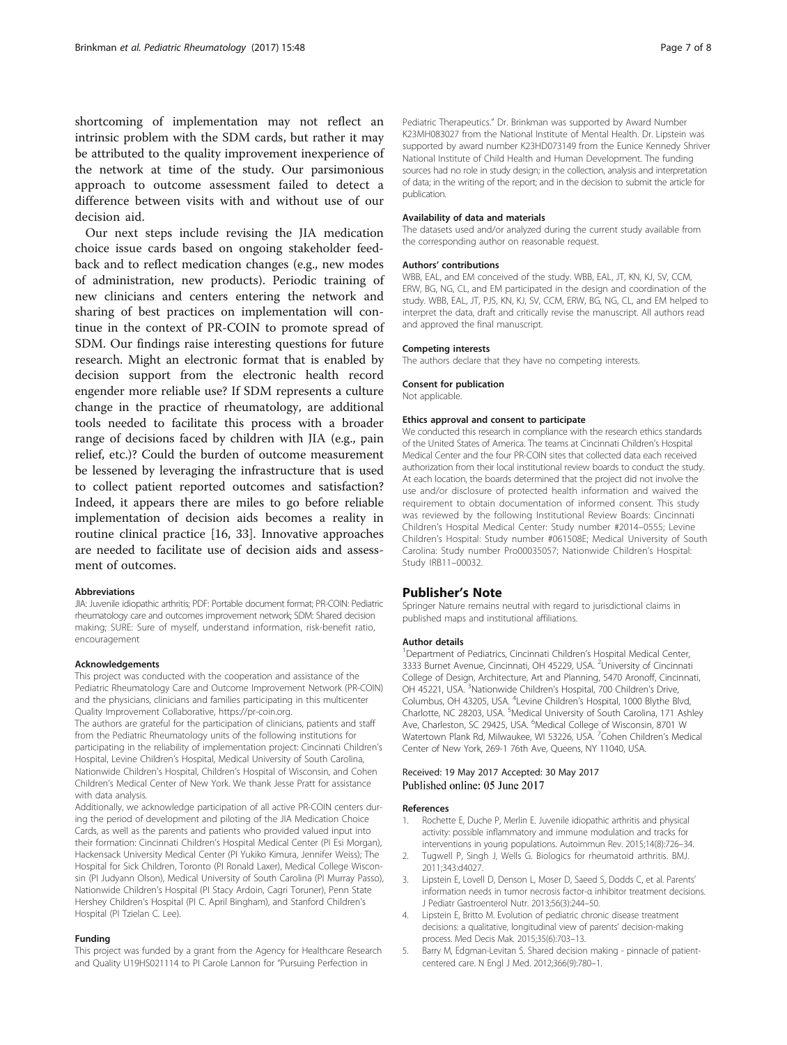shortcoming of implementation may not reflect an intrinsic problem with the SDM cards, but rather it may be attributed to the quality improvement inexperience of the network at time of the study. Our parsimonious approach to outcome assessment failed to detect a difference between visits with and without use of our decision aid.

Our next steps include revising the JIA medication choice issue cards based on ongoing stakeholder feedback and to reflect medication changes (e.g., new modes of administration, new products). Periodic training of new clinicians and centers entering the network and sharing of best practices on implementation will continue in the context of PR-COIN to promote spread of SDM. Our findings raise interesting questions for future research. Might an electronic format that is enabled by decision support from the electronic health record engender more reliable use? If SDM represents a culture change in the practice of rheumatology, are additional tools needed to facilitate this process with a broader range of decisions faced by children with JIA (e.g., pain relief, etc.)? Could the burden of outcome measurement be lessened by leveraging the infrastructure that is used to collect patient reported outcomes and satisfaction? Indeed, it appears there are miles to go before reliable implementation of decision aids becomes a reality in routine clinical practice [16, 33]. Innovative approaches are needed to facilitate use of decision aids and assessment of outcomes.

#### Abbreviations

JIA: Juvenile idiopathic arthritis; PDF: Portable document format; PR-COIN: Pediatric rheumatology care and outcomes improvement network; SDM: Shared decision making; SURE: Sure of myself, understand information, risk-benefit ratio, encouragement

#### Acknowledgements

This project was conducted with the cooperation and assistance of the Pediatric Rheumatology Care and Outcome Improvement Network (PR-COIN) and the physicians, clinicians and families participating in this multicenter Quality Improvement Collaborative, https://pr-coin.org.

The authors are grateful for the participation of clinicians, patients and staff from the Pediatric Rheumatology units of the following institutions for participating in the reliability of implementation project: Cincinnati Children's Hospital, Levine Children's Hospital, Medical University of South Carolina, Nationwide Children's Hospital, Children's Hospital of Wisconsin, and Cohen Children's Medical Center of New York. We thank Jesse Pratt for assistance with data analysis.

Additionally, we acknowledge participation of all active PR-COIN centers during the period of development and piloting of the JIA Medication Choice Cards, as well as the parents and patients who provided valued input into their formation: Cincinnati Children's Hospital Medical Center (PI Esi Morgan), Hackensack University Medical Center (PI Yukiko Kimura, Jennifer Weiss); The Hospital for Sick Children, Toronto (PI Ronald Laxer), Medical College Wisconsin (PI Judyann Olson), Medical University of South Carolina (PI Murray Passo), Nationwide Children's Hospital (PI Stacy Ardoin, Cagri Toruner), Penn State Hershey Children's Hospital (PI C. April Bingham), and Stanford Children's Hospital (PI Tzielan C. Lee).

#### Funding

This project was funded by a grant from the Agency for Healthcare Research and Quality U19HS021114 to PI Carole Lannon for "Pursuing Perfection in Pediatric Therapeutics." Dr. Brinkman was supported by Award Number K23MH083027 from the National Institute of Mental Health. Dr. Lipstein was supported by award number K23HD073149 from the Eunice Kennedy Shriver National Institute of Child Health and Human Development. The funding sources had no role in study design; in the collection, analysis and interpretation of data; in the writing of the report; and in the decision to submit the article for publication.

#### Availability of data and materials

The datasets used and/or analyzed during the current study available from the corresponding author on reasonable request.

#### Authors' contributions

WBB, EAL, and EM conceived of the study. WBB, EAL, JT, KN, KJ, SV, CCM, ERW, BG, NG, CL, and EM participated in the design and coordination of the study. WBB, EAL, JT, PJS, KN, KJ, SV, CCM, ERW, BG, NG, CL, and EM helped to interpret the data, draft and critically revise the manuscript. All authors read and approved the final manuscript.

#### Competing interests

The authors declare that they have no competing interests.

#### Consent for publication

Not applicable.

#### Ethics approval and consent to participate

We conducted this research in compliance with the research ethics standards of the United States of America. The teams at Cincinnati Children's Hospital Medical Center and the four PR-COIN sites that collected data each received authorization from their local institutional review boards to conduct the study. At each location, the boards determined that the project did not involve the use and/or disclosure of protected health information and waived the requirement to obtain documentation of informed consent. This study was reviewed by the following Institutional Review Boards: Cincinnati Children's Hospital Medical Center: Study number #2014–0555; Levine Children's Hospital: Study number #061508E; Medical University of South Carolina: Study number Pro00035057; Nationwide Children's Hospital: Study IRB11–00032.

## Publisher's Note

Springer Nature remains neutral with regard to jurisdictional claims in published maps and institutional affiliations.

#### Author details

[1]Department of Pediatrics, Cincinnati Children's Hospital Medical Center, 3333 Burnet Avenue, Cincinnati, OH 45229, USA. [2]University of Cincinnati College of Design, Architecture, Art and Planning, 5470 Aronoff, Cincinnati, OH 45221, USA. [3]Nationwide Children's Hospital, 700 Children's Drive, Columbus, OH 43205, USA. [4]Levine Children's Hospital, 1000 Blythe Blvd, Charlotte, NC 28203, USA. [5]Medical University of South Carolina, 171 Ashley Ave, Charleston, SC 29425, USA. [6]Medical College of Wisconsin, 8701 W Watertown Plank Rd, Milwaukee, WI 53226, USA. [7]Cohen Children's Medical Center of New York, 269-1 76th Ave, Queens, NY 11040, USA.

Received: 19 May 2017 Accepted: 30 May 2017
Published online: 05 June 2017

#### References

1. Rochette E, Duche P, Merlin E. Juvenile idiopathic arthritis and physical activity: possible inflammatory and immune modulation and tracks for interventions in young populations. Autoimmun Rev. 2015;14(8):726–34.
2. Tugwell P, Singh J, Wells G. Biologics for rheumatoid arthritis. BMJ. 2011;343:d4027.
3. Lipstein E, Lovell D, Denson L, Moser D, Saeed S, Dodds C, et al. Parents' information needs in tumor necrosis factor-α inhibitor treatment decisions. J Pediatr Gastroenterol Nutr. 2013;56(3):244–50.
4. Lipstein E, Britto M. Evolution of pediatric chronic disease treatment decisions: a qualitative, longitudinal view of parents' decision-making process. Med Decis Mak. 2015;35(6):703–13.
5. Barry M, Edgman-Levitan S. Shared decision making - pinnacle of patient-centered care. N Engl J Med. 2012;366(9):780–1.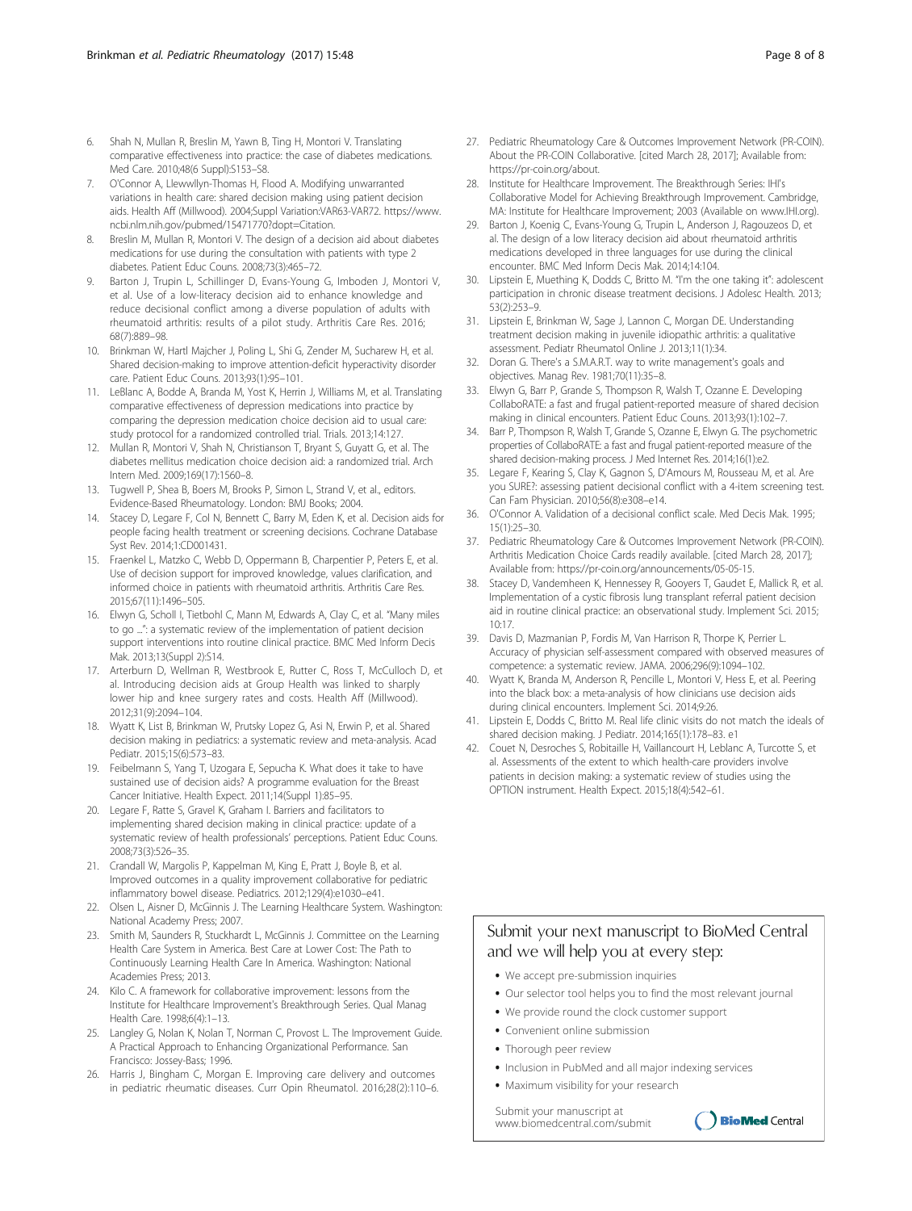6. Shah N, Mullan R, Breslin M, Yawn B, Ting H, Montori V. Translating comparative effectiveness into practice: the case of diabetes medications. Med Care. 2010;48(6 Suppl):S153–S8.
7. O'Connor A, Llewwllyn-Thomas H, Flood A. Modifying unwarranted variations in health care: shared decision making using patient decision aids. Health Aff (Millwood). 2004;Suppl Variation:VAR63-VAR72. https://www.ncbi.nlm.nih.gov/pubmed/15471770?dopt=Citation.
8. Breslin M, Mullan R, Montori V. The design of a decision aid about diabetes medications for use during the consultation with patients with type 2 diabetes. Patient Educ Couns. 2008;73(3):465–72.
9. Barton J, Trupin L, Schillinger D, Evans-Young G, Imboden J, Montori V, et al. Use of a low-literacy decision aid to enhance knowledge and reduce decisional conflict among a diverse population of adults with rheumatoid arthritis: results of a pilot study. Arthritis Care Res. 2016; 68(7):889–98.
10. Brinkman W, Hartl Majcher J, Poling L, Shi G, Zender M, Sucharew H, et al. Shared decision-making to improve attention-deficit hyperactivity disorder care. Patient Educ Couns. 2013;93(1):95–101.
11. LeBlanc A, Bodde A, Branda M, Yost K, Herrin J, Williams M, et al. Translating comparative effectiveness of depression medications into practice by comparing the depression medication choice decision aid to usual care: study protocol for a randomized controlled trial. Trials. 2013;14:127.
12. Mullan R, Montori V, Shah N, Christianson T, Bryant S, Guyatt G, et al. The diabetes mellitus medication choice decision aid: a randomized trial. Arch Intern Med. 2009;169(17):1560–8.
13. Tugwell P, Shea B, Boers M, Brooks P, Simon L, Strand V, et al., editors. Evidence-Based Rheumatology. London: BMJ Books; 2004.
14. Stacey D, Legare F, Col N, Bennett C, Barry M, Eden K, et al. Decision aids for people facing health treatment or screening decisions. Cochrane Database Syst Rev. 2014;1:CD001431.
15. Fraenkel L, Matzko C, Webb D, Oppermann B, Charpentier P, Peters E, et al. Use of decision support for improved knowledge, values clarification, and informed choice in patients with rheumatoid arthritis. Arthritis Care Res. 2015;67(11):1496–505.
16. Elwyn G, Scholl I, Tietbohl C, Mann M, Edwards A, Clay C, et al. "Many miles to go ...": a systematic review of the implementation of patient decision support interventions into routine clinical practice. BMC Med Inform Decis Mak. 2013;13(Suppl 2):S14.
17. Arterburn D, Wellman R, Westbrook E, Rutter C, Ross T, McCulloch D, et al. Introducing decision aids at Group Health was linked to sharply lower hip and knee surgery rates and costs. Health Aff (Millwood). 2012;31(9):2094–104.
18. Wyatt K, List B, Brinkman W, Prutsky Lopez G, Asi N, Erwin P, et al. Shared decision making in pediatrics: a systematic review and meta-analysis. Acad Pediatr. 2015;15(6):573–83.
19. Feibelmann S, Yang T, Uzogara E, Sepucha K. What does it take to have sustained use of decision aids? A programme evaluation for the Breast Cancer Initiative. Health Expect. 2011;14(Suppl 1):85–95.
20. Legare F, Ratte S, Gravel K, Graham I. Barriers and facilitators to implementing shared decision making in clinical practice: update of a systematic review of health professionals' perceptions. Patient Educ Couns. 2008;73(3):526–35.
21. Crandall W, Margolis P, Kappelman M, King E, Pratt J, Boyle B, et al. Improved outcomes in a quality improvement collaborative for pediatric inflammatory bowel disease. Pediatrics. 2012;129(4):e1030–e41.
22. Olsen L, Aisner D, McGinnis J. The Learning Healthcare System. Washington: National Academy Press; 2007.
23. Smith M, Saunders R, Stuckhardt L, McGinnis J. Committee on the Learning Health Care System in America. Best Care at Lower Cost: The Path to Continuously Learning Health Care In America. Washington: National Academies Press; 2013.
24. Kilo C. A framework for collaborative improvement: lessons from the Institute for Healthcare Improvement's Breakthrough Series. Qual Manag Health Care. 1998;6(4):1–13.
25. Langley G, Nolan K, Nolan T, Norman C, Provost L. The Improvement Guide. A Practical Approach to Enhancing Organizational Performance. San Francisco: Jossey-Bass; 1996.
26. Harris J, Bingham C, Morgan E. Improving care delivery and outcomes in pediatric rheumatic diseases. Curr Opin Rheumatol. 2016;28(2):110–6.
27. Pediatric Rheumatology Care & Outcomes Improvement Network (PR-COIN). About the PR-COIN Collaborative. [cited March 28, 2017]; Available from: https://pr-coin.org/about.
28. Institute for Healthcare Improvement. The Breakthrough Series: IHI's Collaborative Model for Achieving Breakthrough Improvement. Cambridge, MA: Institute for Healthcare Improvement; 2003 (Available on www.IHI.org).
29. Barton J, Koenig C, Evans-Young G, Trupin L, Anderson J, Ragouzeos D, et al. The design of a low literacy decision aid about rheumatoid arthritis medications developed in three languages for use during the clinical encounter. BMC Med Inform Decis Mak. 2014;14:104.
30. Lipstein E, Muething K, Dodds C, Britto M. "I'm the one taking it": adolescent participation in chronic disease treatment decisions. J Adolesc Health. 2013; 53(2):253–9.
31. Lipstein E, Brinkman W, Sage J, Lannon C, Morgan DE. Understanding treatment decision making in juvenile idiopathic arthritis: a qualitative assessment. Pediatr Rheumatol Online J. 2013;11(1):34.
32. Doran G. There's a S.M.A.R.T. way to write management's goals and objectives. Manag Rev. 1981;70(11):35–8.
33. Elwyn G, Barr P, Grande S, Thompson R, Walsh T, Ozanne E. Developing CollaboRATE: a fast and frugal patient-reported measure of shared decision making in clinical encounters. Patient Educ Couns. 2013;93(1):102–7.
34. Barr P, Thompson R, Walsh T, Grande S, Ozanne E, Elwyn G. The psychometric properties of CollaboRATE: a fast and frugal patient-reported measure of the shared decision-making process. J Med Internet Res. 2014;16(1):e2.
35. Legare F, Kearing S, Clay K, Gagnon S, D'Amours M, Rousseau M, et al. Are you SURE?: assessing patient decisional conflict with a 4-item screening test. Can Fam Physician. 2010;56(8):e308–e14.
36. O'Connor A. Validation of a decisional conflict scale. Med Decis Mak. 1995; 15(1):25–30.
37. Pediatric Rheumatology Care & Outcomes Improvement Network (PR-COIN). Arthritis Medication Choice Cards readily available. [cited March 28, 2017]; Available from: https://pr-coin.org/announcements/05-05-15.
38. Stacey D, Vandemheen K, Hennessey R, Gooyers T, Gaudet E, Mallick R, et al. Implementation of a cystic fibrosis lung transplant referral patient decision aid in routine clinical practice: an observational study. Implement Sci. 2015; 10:17.
39. Davis D, Mazmanian P, Fordis M, Van Harrison R, Thorpe K, Perrier L. Accuracy of physician self-assessment compared with observed measures of competence: a systematic review. JAMA. 2006;296(9):1094–102.
40. Wyatt K, Branda M, Anderson R, Pencille L, Montori V, Hess E, et al. Peering into the black box: a meta-analysis of how clinicians use decision aids during clinical encounters. Implement Sci. 2014;9:26.
41. Lipstein E, Dodds C, Britto M. Real life clinic visits do not match the ideals of shared decision making. J Pediatr. 2014;165(1):178–83. e1
42. Couet N, Desroches S, Robitaille H, Vaillancourt H, Leblanc A, Turcotte S, et al. Assessments of the extent to which health-care providers involve patients in decision making: a systematic review of studies using the OPTION instrument. Health Expect. 2015;18(4):542–61.

Submit your next manuscript to BioMed Central and we will help you at every step:

- We accept pre-submission inquiries
- Our selector tool helps you to find the most relevant journal
- We provide round the clock customer support
- Convenient online submission
- Thorough peer review
- Inclusion in PubMed and all major indexing services
- Maximum visibility for your research

Submit your manuscript at www.biomedcentral.com/submit

BioMed Central